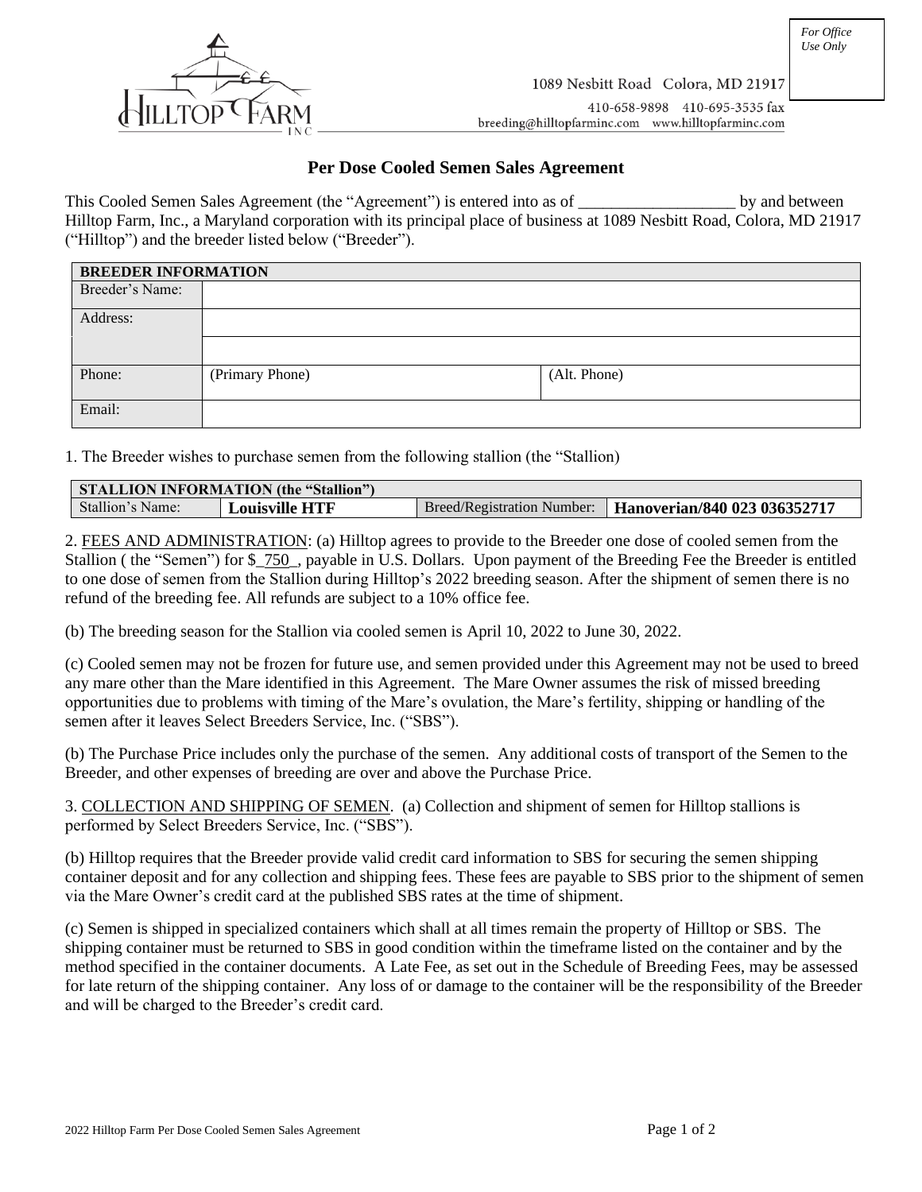*For Office Use Only*

1089 Nesbitt Road Colora, MD 21917
410-658-9898 410-695-3535 fax
breeding@hilltopfarminc.com www.hilltopfarminc.com

# Per Dose Cooled Semen Sales Agreement

This Cooled Semen Sales Agreement (the "Agreement") is entered into as of ___________________ by and between Hilltop Farm, Inc., a Maryland corporation with its principal place of business at 1089 Nesbitt Road, Colora, MD 21917 ("Hilltop") and the breeder listed below ("Breeder").

| **BREEDER INFORMATION** | | |
|---|---|---|
| Breeder's Name: | | |
| Address: | | |
| | | |
| Phone: | (Primary Phone) | (Alt. Phone) |
| Email: | | |

1. The Breeder wishes to purchase semen from the following stallion (the "Stallion")

| **STALLION INFORMATION (the "Stallion")** | | | |
|---|---|---|---|
| Stallion's Name: | **Louisville HTF** | Breed/Registration Number: | **Hanoverian/840 023 036352717** |

2. <u>FEES AND ADMINISTRATION</u>: (a) Hilltop agrees to provide to the Breeder one dose of cooled semen from the Stallion ( the "Semen") for $_750_, payable in U.S. Dollars. Upon payment of the Breeding Fee the Breeder is entitled to one dose of semen from the Stallion during Hilltop's 2022 breeding season. After the shipment of semen there is no refund of the breeding fee. All refunds are subject to a 10% office fee.

(b) The breeding season for the Stallion via cooled semen is April 10, 2022 to June 30, 2022.

(c) Cooled semen may not be frozen for future use, and semen provided under this Agreement may not be used to breed any mare other than the Mare identified in this Agreement. The Mare Owner assumes the risk of missed breeding opportunities due to problems with timing of the Mare's ovulation, the Mare's fertility, shipping or handling of the semen after it leaves Select Breeders Service, Inc. ("SBS").

(b) The Purchase Price includes only the purchase of the semen. Any additional costs of transport of the Semen to the Breeder, and other expenses of breeding are over and above the Purchase Price.

3. <u>COLLECTION AND SHIPPING OF SEMEN</u>. (a) Collection and shipment of semen for Hilltop stallions is performed by Select Breeders Service, Inc. ("SBS").

(b) Hilltop requires that the Breeder provide valid credit card information to SBS for securing the semen shipping container deposit and for any collection and shipping fees. These fees are payable to SBS prior to the shipment of semen via the Mare Owner's credit card at the published SBS rates at the time of shipment.

(c) Semen is shipped in specialized containers which shall at all times remain the property of Hilltop or SBS. The shipping container must be returned to SBS in good condition within the timeframe listed on the container and by the method specified in the container documents. A Late Fee, as set out in the Schedule of Breeding Fees, may be assessed for late return of the shipping container. Any loss of or damage to the container will be the responsibility of the Breeder and will be charged to the Breeder's credit card.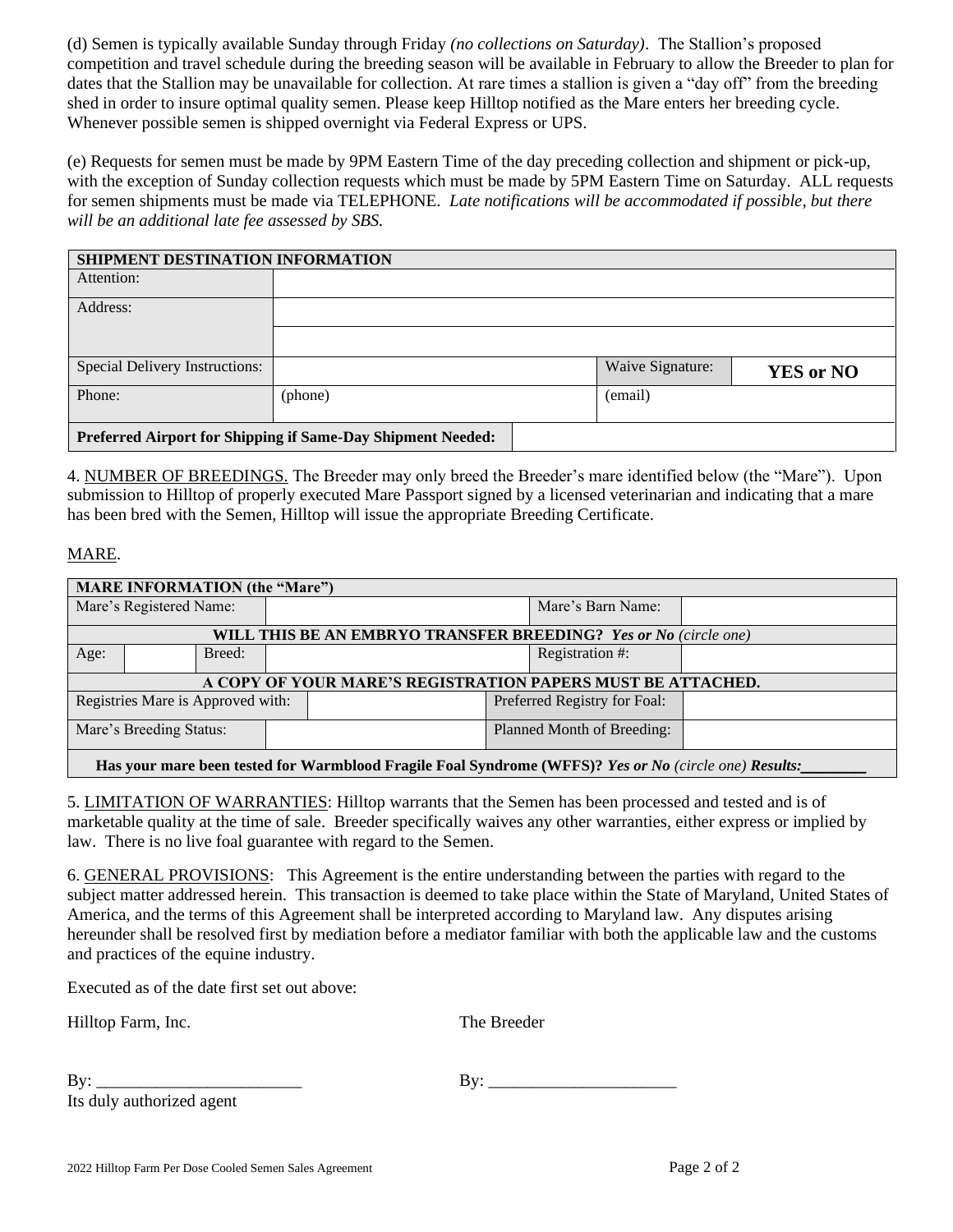(d) Semen is typically available Sunday through Friday *(no collections on Saturday)*. The Stallion's proposed competition and travel schedule during the breeding season will be available in February to allow the Breeder to plan for dates that the Stallion may be unavailable for collection. At rare times a stallion is given a "day off" from the breeding shed in order to insure optimal quality semen. Please keep Hilltop notified as the Mare enters her breeding cycle. Whenever possible semen is shipped overnight via Federal Express or UPS.

(e) Requests for semen must be made by 9PM Eastern Time of the day preceding collection and shipment or pick-up, with the exception of Sunday collection requests which must be made by 5PM Eastern Time on Saturday. ALL requests for semen shipments must be made via TELEPHONE. *Late notifications will be accommodated if possible, but there will be an additional late fee assessed by SBS.*

| **SHIPMENT DESTINATION INFORMATION** | | | |
|---|---|---|---|
| Attention: | | | |
| Address: | | | |
| | | | |
| Special Delivery Instructions: | | Waive Signature: | **YES or NO** |
| Phone: | (phone) | (email) | |
| **Preferred Airport for Shipping if Same-Day Shipment Needed:** | | | |

4. NUMBER OF BREEDINGS. The Breeder may only breed the Breeder's mare identified below (the "Mare"). Upon submission to Hilltop of properly executed Mare Passport signed by a licensed veterinarian and indicating that a mare has been bred with the Semen, Hilltop will issue the appropriate Breeding Certificate.

MARE.

| **MARE INFORMATION (the "Mare")** | | | |
|---|---|---|---|
| Mare's Registered Name: | | Mare's Barn Name: | |
| **WILL THIS BE AN EMBRYO TRANSFER BREEDING?** ***Yes or No*** *(circle one)* | | | |
| Age: | Breed: | Registration #: | |
| **A COPY OF YOUR MARE'S REGISTRATION PAPERS MUST BE ATTACHED.** | | | |
| Registries Mare is Approved with: | | Preferred Registry for Foal: | |
| Mare's Breeding Status: | | Planned Month of Breeding: | |
| **Has your mare been tested for Warmblood Fragile Foal Syndrome (WFFS)?** ***Yes or No*** *(circle one)* ***Results:\_\_\_\_\_\_\_\_*** | | | |

5. LIMITATION OF WARRANTIES: Hilltop warrants that the Semen has been processed and tested and is of marketable quality at the time of sale. Breeder specifically waives any other warranties, either express or implied by law. There is no live foal guarantee with regard to the Semen.

6. GENERAL PROVISIONS: This Agreement is the entire understanding between the parties with regard to the subject matter addressed herein. This transaction is deemed to take place within the State of Maryland, United States of America, and the terms of this Agreement shall be interpreted according to Maryland law. Any disputes arising hereunder shall be resolved first by mediation before a mediator familiar with both the applicable law and the customs and practices of the equine industry.

Executed as of the date first set out above:

Hilltop Farm, Inc.

By: ________________________
Its duly authorized agent

The Breeder

By: ______________________

2022 Hilltop Farm Per Dose Cooled Semen Sales Agreement